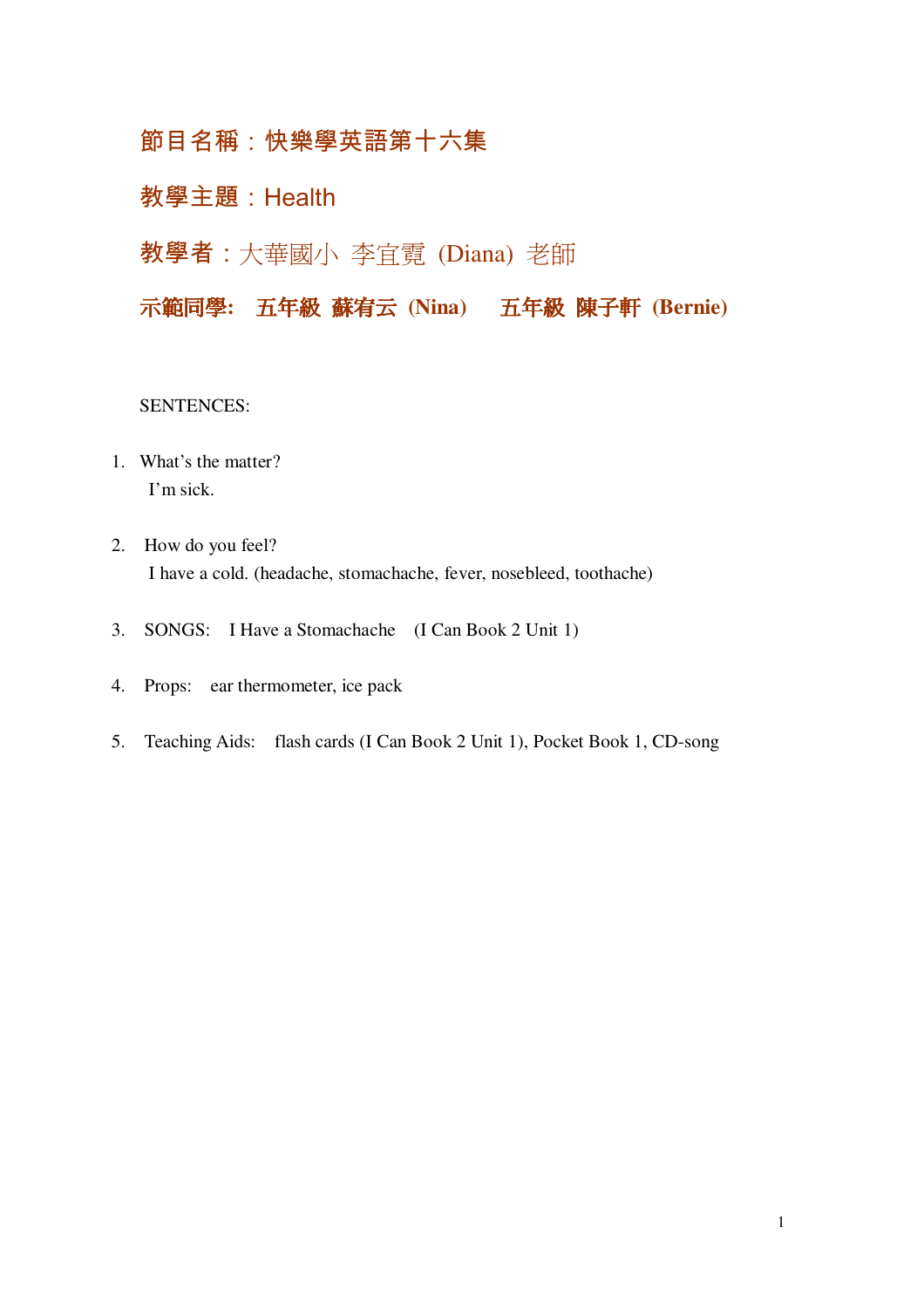**節目名稱：快樂學英語第十六集**

**教學主題：Health**

**教學者：大華國小 李宜霓 (Diana) 老師**

**示範同學: 五年級 蘇宥云 (Nina) 五年級 陳子軒 (Bernie)**

SENTENCES:

1. What's the matter?
   I'm sick.

2. How do you feel?
   I have a cold. (headache, stomachache, fever, nosebleed, toothache)

3. SONGS: I Have a Stomachache (I Can Book 2 Unit 1)

4. Props: ear thermometer, ice pack

5. Teaching Aids: flash cards (I Can Book 2 Unit 1), Pocket Book 1, CD-song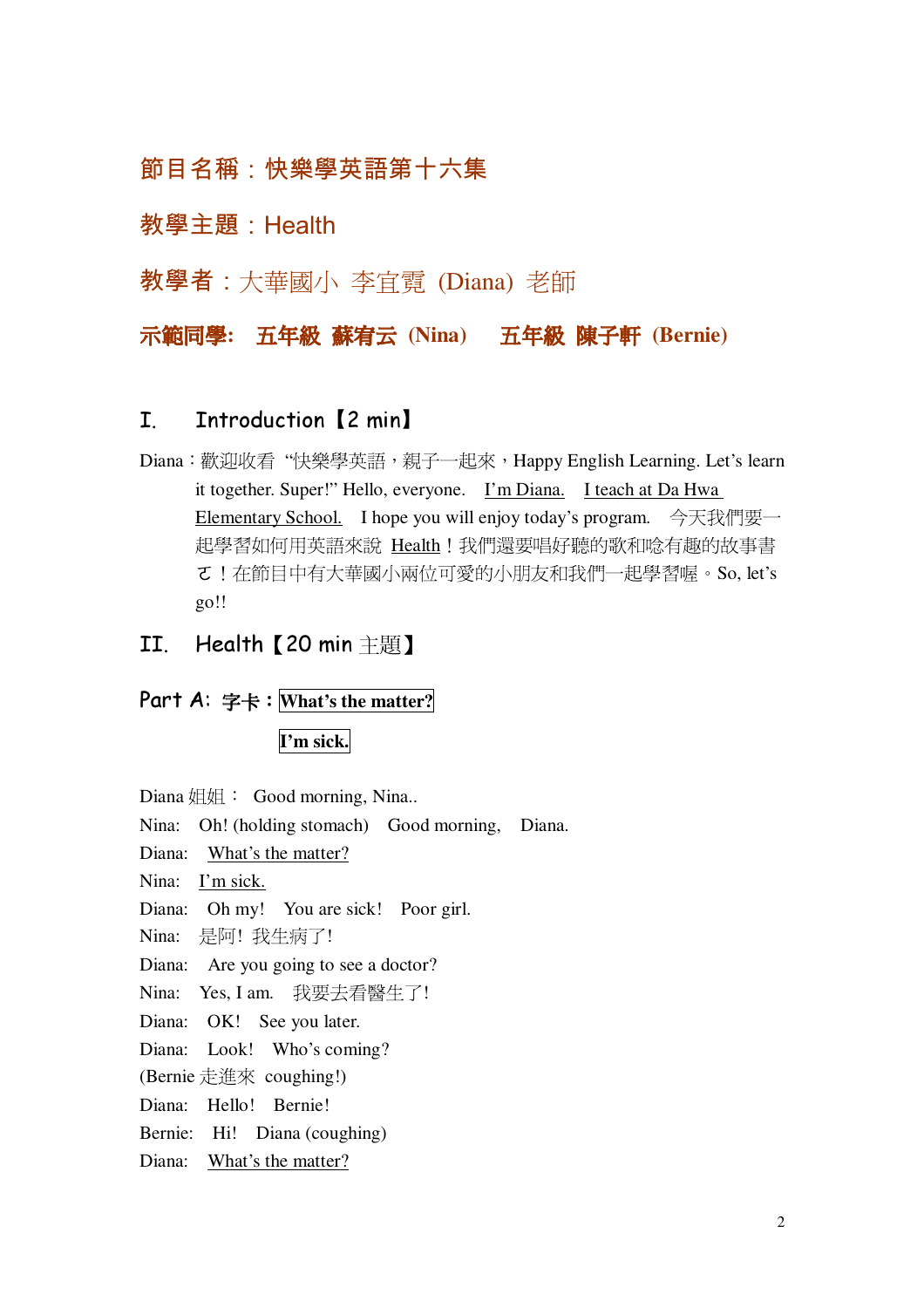節目名稱：快樂學英語第十六集

教學主題：Health

教學者：大華國小 李宜霓 (Diana) 老師

**示範同學: 五年級 蘇宥云 (Nina) 五年級 陳子軒 (Bernie)**

## I. Introduction【2 min】

Diana：歡迎收看 "快樂學英語，親子一起來，Happy English Learning. Let's learn it together. Super!" Hello, everyone. I'm Diana. I teach at Da Hwa Elementary School. I hope you will enjoy today's program. 今天我們要一起學習如何用英語來說 Health！我們還要唱好聽的歌和唸有趣的故事書ㄛ！在節目中有大華國小兩位可愛的小朋友和我們一起學習喔。So, let's go!!

## II. Health【20 min 主題】

### Part A: 字卡：What's the matter?

**I'm sick.**

Diana 姐姐： Good morning, Nina..

Nina: Oh! (holding stomach) Good morning, Diana.

Diana: What's the matter?

Nina: I'm sick.

Diana: Oh my! You are sick! Poor girl.

Nina: 是阿! 我生病了!

Diana: Are you going to see a doctor?

Nina: Yes, I am. 我要去看醫生了!

Diana: OK! See you later.

Diana: Look! Who's coming?

(Bernie 走進來 coughing!)

Diana: Hello! Bernie!

Bernie: Hi! Diana (coughing)

Diana: What's the matter?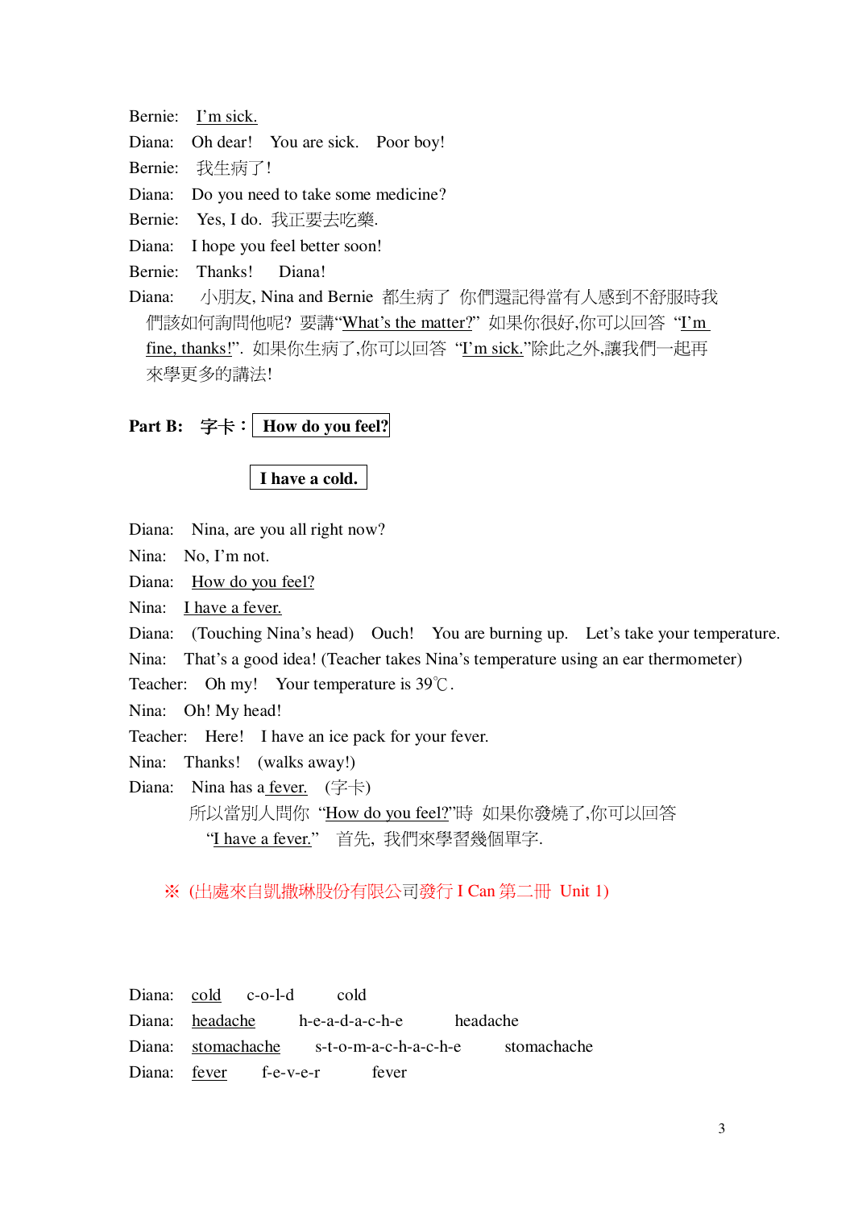Bernie: I'm sick.

Diana: Oh dear! You are sick. Poor boy!

Bernie: 我生病了!

Diana: Do you need to take some medicine?

Bernie: Yes, I do. 我正要去吃藥.

Diana: I hope you feel better soon!

Bernie: Thanks! Diana!

Diana: 小朋友, Nina and Bernie 都生病了 你們還記得當有人感到不舒服時我們該如何詢問他呢? 要講"What's the matter?" 如果你很好,你可以回答 "I'm fine, thanks!". 如果你生病了,你可以回答 "I'm sick."除此之外,讓我們一起再來學更多的講法!

**Part B: 字卡： How do you feel?**

**I have a cold.**

Diana: Nina, are you all right now?

Nina: No, I'm not.

Diana: How do you feel?

Nina: I have a fever.

Diana: (Touching Nina's head) Ouch! You are burning up. Let's take your temperature.

Nina: That's a good idea! (Teacher takes Nina's temperature using an ear thermometer)

Teacher: Oh my! Your temperature is 39℃.

Nina: Oh! My head!

Teacher: Here! I have an ice pack for your fever.

Nina: Thanks! (walks away!)

Diana: Nina has a fever. (字卡)

所以當別人問你 "How do you feel?"時 如果你發燒了,你可以回答 "I have a fever." 首先, 我們來學習幾個單字.

※ (出處來自凱撒琳股份有限公司發行 I Can 第二冊 Unit 1)

Diana: cold c-o-l-d cold

Diana: headache h-e-a-d-a-c-h-e headache

Diana: stomachache s-t-o-m-a-c-h-a-c-h-e stomachache

Diana: fever f-e-v-e-r fever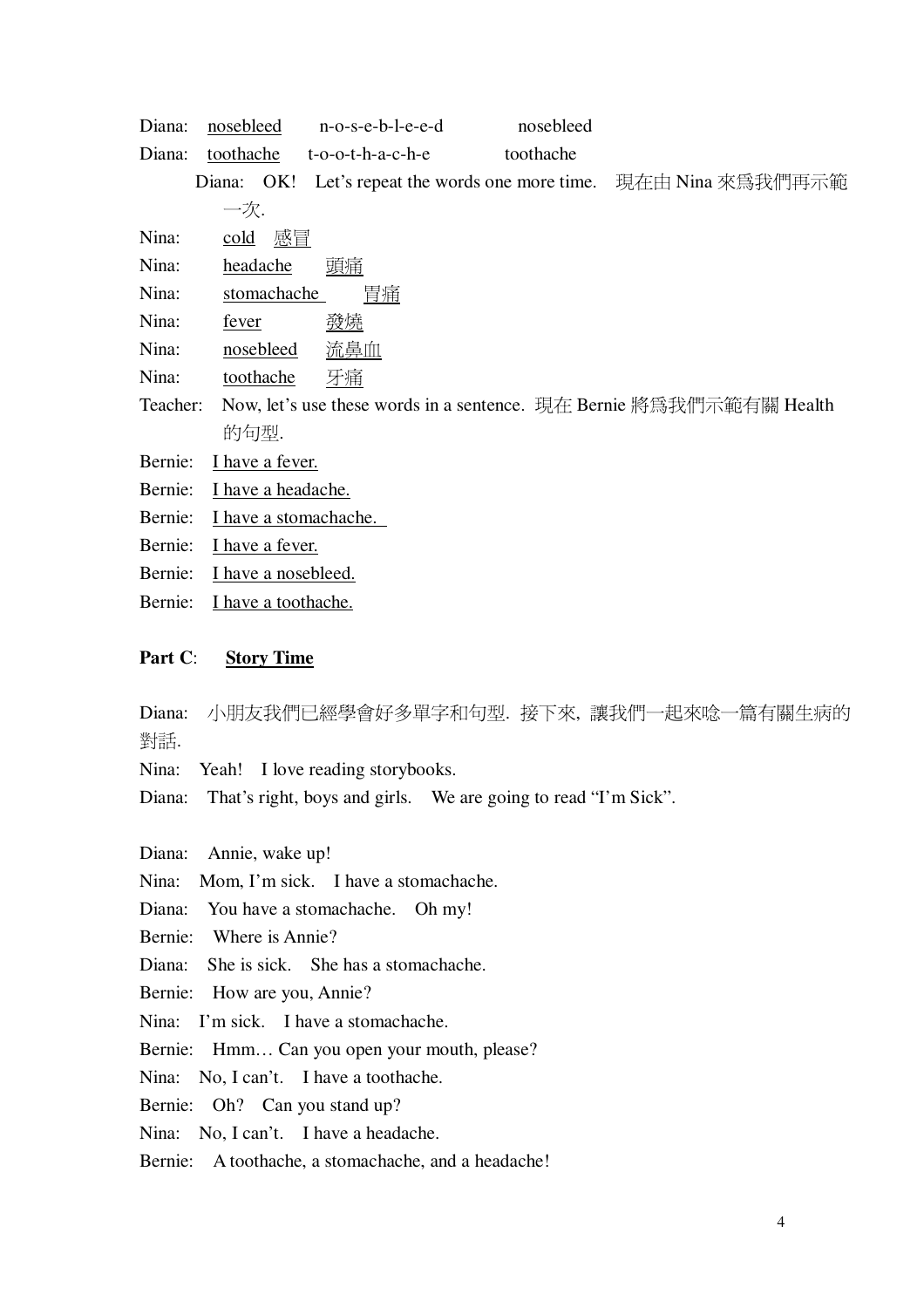Diana: nosebleed n-o-s-e-b-l-e-e-d nosebleed

Diana: toothache t-o-o-t-h-a-c-h-e toothache

Diana: OK! Let’s repeat the words one more time. 現在由 Nina 來爲我們再示範一次.

Nina: cold 感冒

Nina: headache 頭痛

Nina: stomachache 胃痛

Nina: fever 發燒

Nina: nosebleed 流鼻血

Nina: toothache 牙痛

Teacher: Now, let’s use these words in a sentence. 現在 Bernie 將爲我們示範有關 Health 的句型.

Bernie: I have a fever.

Bernie: I have a headache.

Bernie: I have a stomachache.

Bernie: I have a fever.

Bernie: I have a nosebleed.

Bernie: I have a toothache.

**Part C**: **Story Time**

Diana: 小朋友我們已經學會好多單字和句型. 接下來, 讓我們一起來唸一篇有關生病的對話.

Nina: Yeah! I love reading storybooks.

Diana: That’s right, boys and girls. We are going to read “I’m Sick”.

Diana: Annie, wake up!

Nina: Mom, I’m sick. I have a stomachache.

Diana: You have a stomachache. Oh my!

Bernie: Where is Annie?

Diana: She is sick. She has a stomachache.

Bernie: How are you, Annie?

Nina: I’m sick. I have a stomachache.

Bernie: Hmm… Can you open your mouth, please?

Nina: No, I can’t. I have a toothache.

Bernie: Oh? Can you stand up?

Nina: No, I can’t. I have a headache.

Bernie: A toothache, a stomachache, and a headache!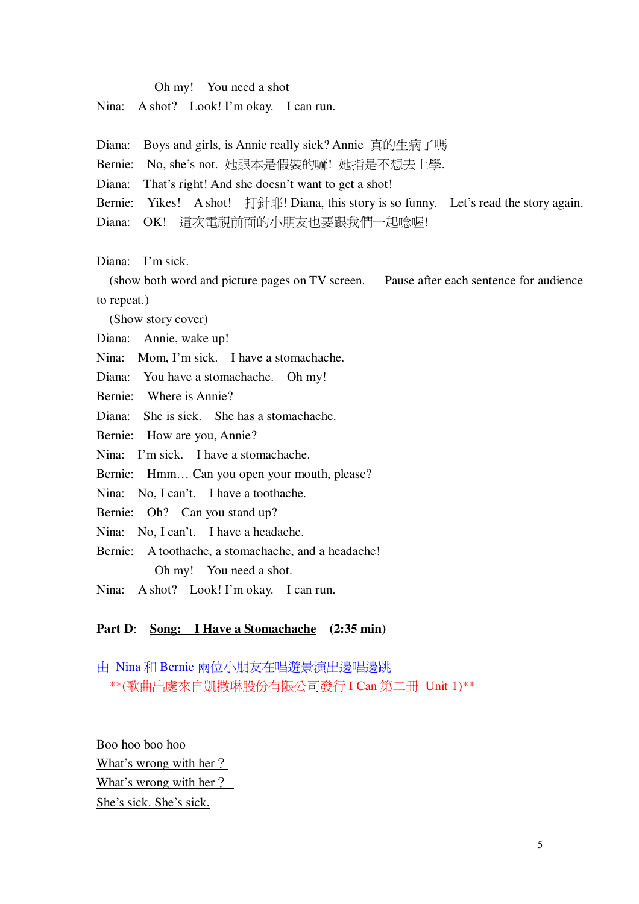Oh my!　You need a shot

Nina:　A shot?　Look! I'm okay.　I can run.

Diana:　Boys and girls, is Annie really sick? Annie 真的生病了嗎

Bernie:　No, she's not. 她跟本是假裝的嘛! 她指是不想去上學.

Diana:　That's right! And she doesn't want to get a shot!

Bernie:　Yikes!　A shot!　打針耶! Diana, this story is so funny.　Let's read the story again.

Diana:　OK!　這次電視前面的小朋友也要跟我們一起唸喔!

Diana:　I'm sick.

(show both word and picture pages on TV screen.　Pause after each sentence for audience to repeat.)

(Show story cover)

Diana:　Annie, wake up!

Nina:　Mom, I'm sick.　I have a stomachache.

Diana:　You have a stomachache.　Oh my!

Bernie:　Where is Annie?

Diana:　She is sick.　She has a stomachache.

Bernie:　How are you, Annie?

Nina:　I'm sick.　I have a stomachache.

Bernie:　Hmm… Can you open your mouth, please?

Nina:　No, I can't.　I have a toothache.

Bernie:　Oh?　Can you stand up?

Nina:　No, I can't.　I have a headache.

Bernie:　A toothache, a stomachache, and a headache!

Oh my!　You need a shot.

Nina:　A shot?　Look! I'm okay.　I can run.

**Part D:　Song:　I Have a Stomachache　(2:35 min)**

由 Nina 和 Bernie 兩位小朋友在唱遊景演出邊唱邊跳

**(歌曲出處來自凱撒琳股份有限公司發行 I Can 第二冊 Unit 1)**

Boo hoo boo hoo

What's wrong with her？

What's wrong with her？

She's sick. She's sick.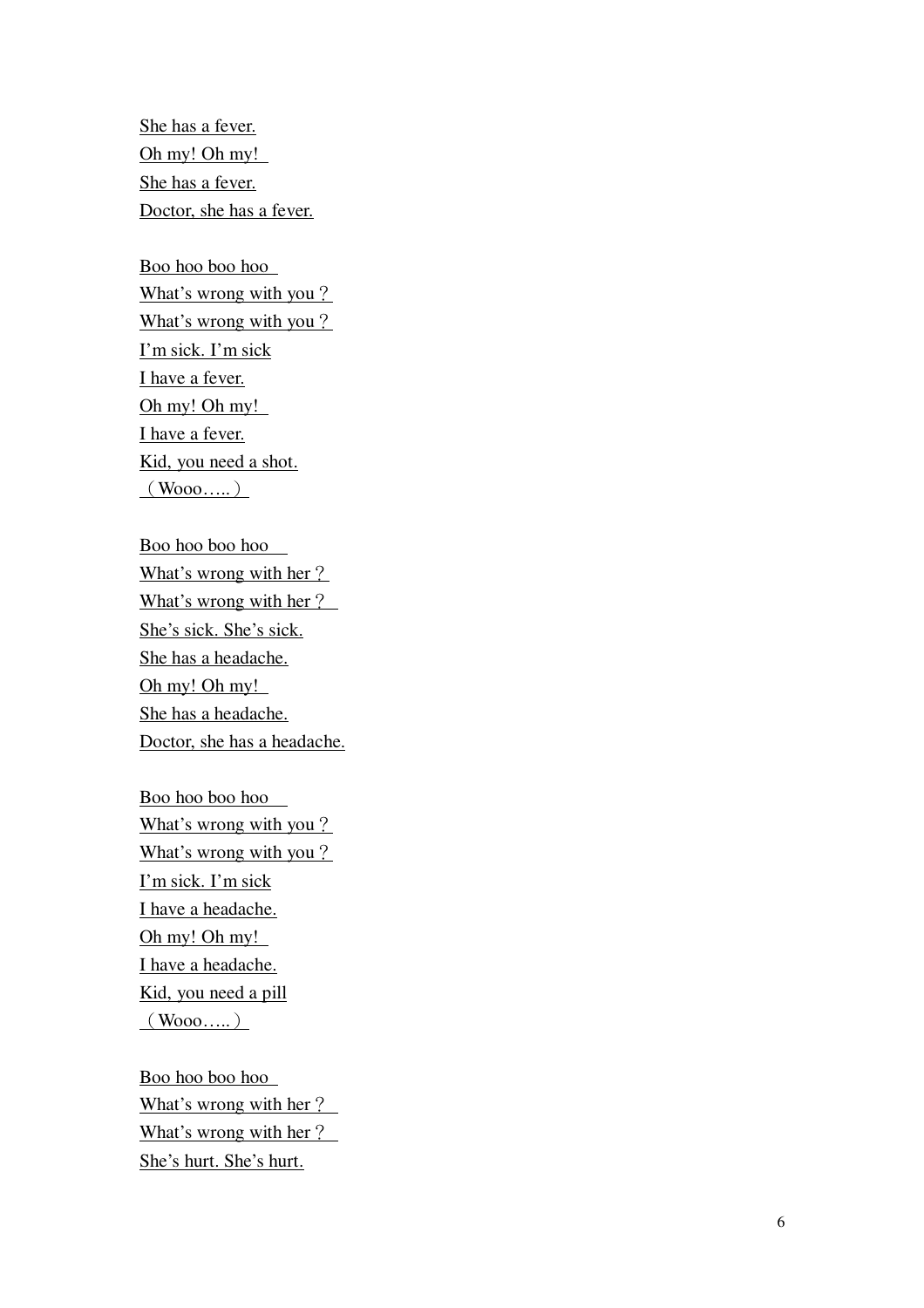She has a fever.
Oh my! Oh my!
She has a fever.
Doctor, she has a fever.

Boo hoo boo hoo
What’s wrong with you？
What’s wrong with you？
I’m sick. I’m sick
I have a fever.
Oh my! Oh my!
I have a fever.
Kid, you need a shot.
（Wooo…..）

Boo hoo boo hoo
What’s wrong with her？
What’s wrong with her？
She’s sick. She’s sick.
She has a headache.
Oh my! Oh my!
She has a headache.
Doctor, she has a headache.

Boo hoo boo hoo
What’s wrong with you？
What’s wrong with you？
I’m sick. I’m sick
I have a headache.
Oh my! Oh my!
I have a headache.
Kid, you need a pill
（Wooo…..）

Boo hoo boo hoo
What’s wrong with her？
What’s wrong with her？
She’s hurt. She’s hurt.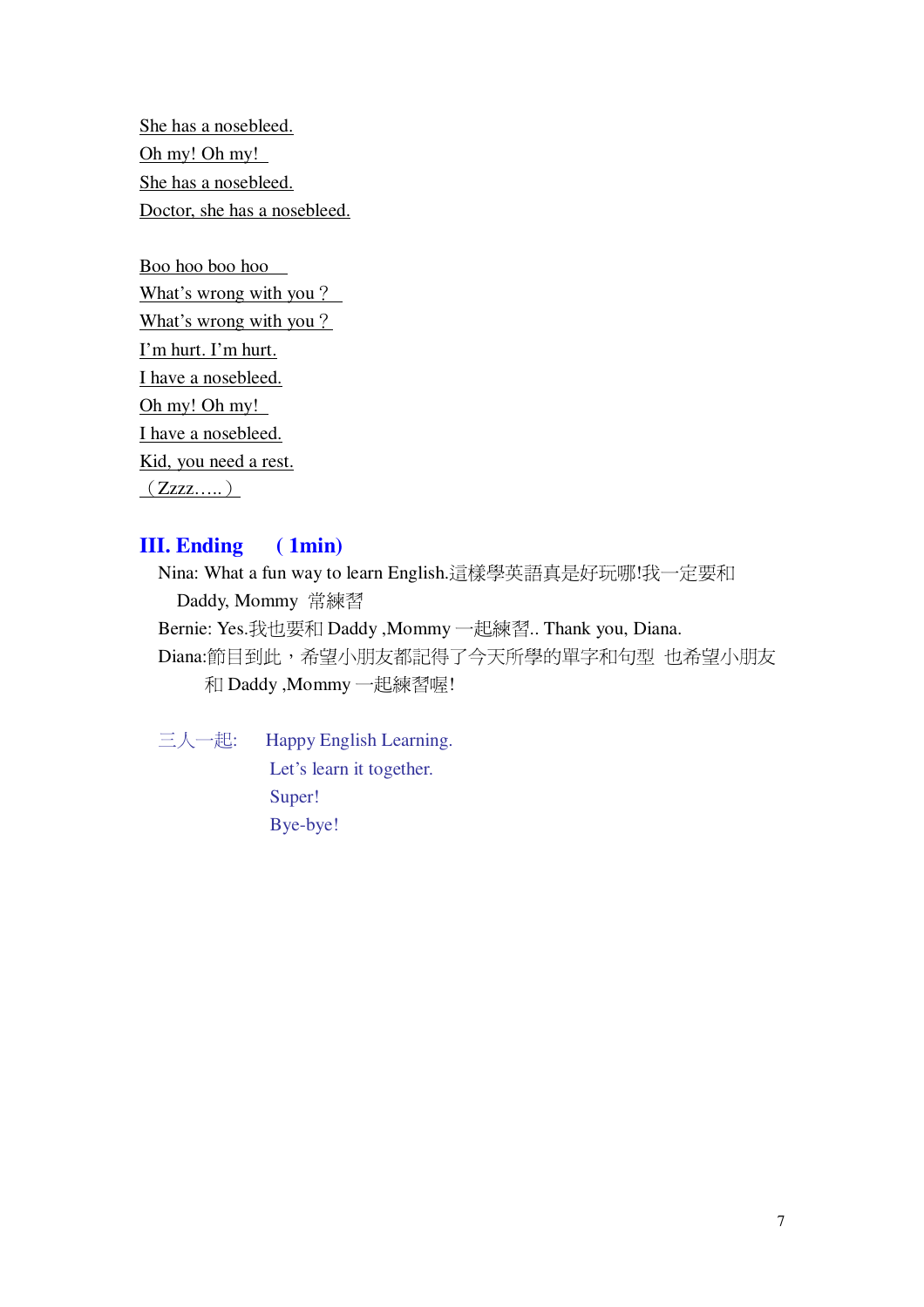She has a nosebleed.
Oh my! Oh my!
She has a nosebleed.
Doctor, she has a nosebleed.

Boo hoo boo hoo
What's wrong with you？
What's wrong with you？
I'm hurt. I'm hurt.
I have a nosebleed.
Oh my! Oh my!
I have a nosebleed.
Kid, you need a rest.
（Zzzz…..）

## III. Ending　( 1min)

Nina: What a fun way to learn English.這樣學英語真是好玩哪!我一定要和 Daddy, Mommy 常練習

Bernie: Yes.我也要和 Daddy ,Mommy 一起練習.. Thank you, Diana.

Diana:節目到此，希望小朋友都記得了今天所學的單字和句型 也希望小朋友和 Daddy ,Mommy 一起練習喔!

三人一起:　Happy English Learning.
Let's learn it together.
Super!
Bye-bye!